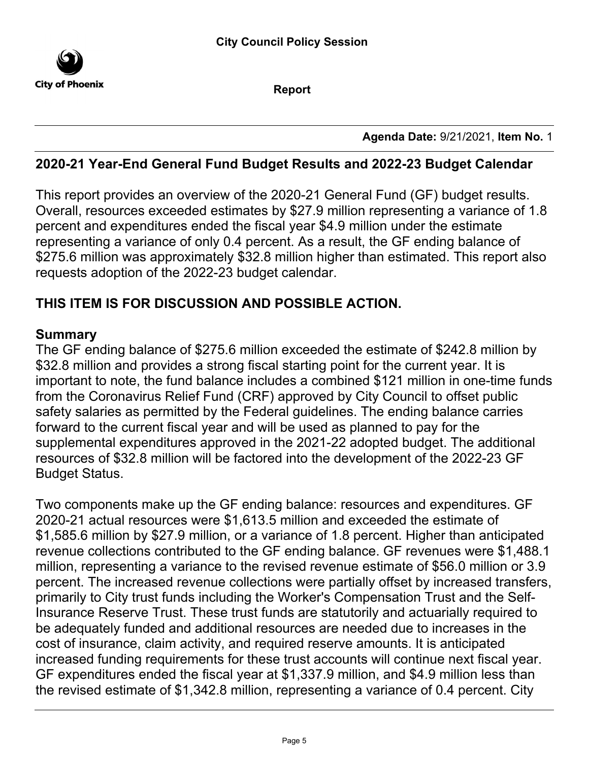City Council Policy Session

City of Phoenix

Report

**Agenda Date:** 9/21/2021, **Item No.** 1

## 2020-21 Year-End General Fund Budget Results and 2022-23 Budget Calendar

This report provides an overview of the 2020-21 General Fund (GF) budget results. Overall, resources exceeded estimates by $27.9 million representing a variance of 1.8 percent and expenditures ended the fiscal year $4.9 million under the estimate representing a variance of only 0.4 percent. As a result, the GF ending balance of $275.6 million was approximately $32.8 million higher than estimated. This report also requests adoption of the 2022-23 budget calendar.

**THIS ITEM IS FOR DISCUSSION AND POSSIBLE ACTION.**

### Summary

The GF ending balance of $275.6 million exceeded the estimate of $242.8 million by $32.8 million and provides a strong fiscal starting point for the current year. It is important to note, the fund balance includes a combined $121 million in one-time funds from the Coronavirus Relief Fund (CRF) approved by City Council to offset public safety salaries as permitted by the Federal guidelines. The ending balance carries forward to the current fiscal year and will be used as planned to pay for the supplemental expenditures approved in the 2021-22 adopted budget. The additional resources of $32.8 million will be factored into the development of the 2022-23 GF Budget Status.

Two components make up the GF ending balance: resources and expenditures. GF 2020-21 actual resources were $1,613.5 million and exceeded the estimate of $1,585.6 million by $27.9 million, or a variance of 1.8 percent. Higher than anticipated revenue collections contributed to the GF ending balance. GF revenues were $1,488.1 million, representing a variance to the revised revenue estimate of $56.0 million or 3.9 percent. The increased revenue collections were partially offset by increased transfers, primarily to City trust funds including the Worker's Compensation Trust and the Self-Insurance Reserve Trust. These trust funds are statutorily and actuarially required to be adequately funded and additional resources are needed due to increases in the cost of insurance, claim activity, and required reserve amounts. It is anticipated increased funding requirements for these trust accounts will continue next fiscal year. GF expenditures ended the fiscal year at $1,337.9 million, and $4.9 million less than the revised estimate of $1,342.8 million, representing a variance of 0.4 percent. City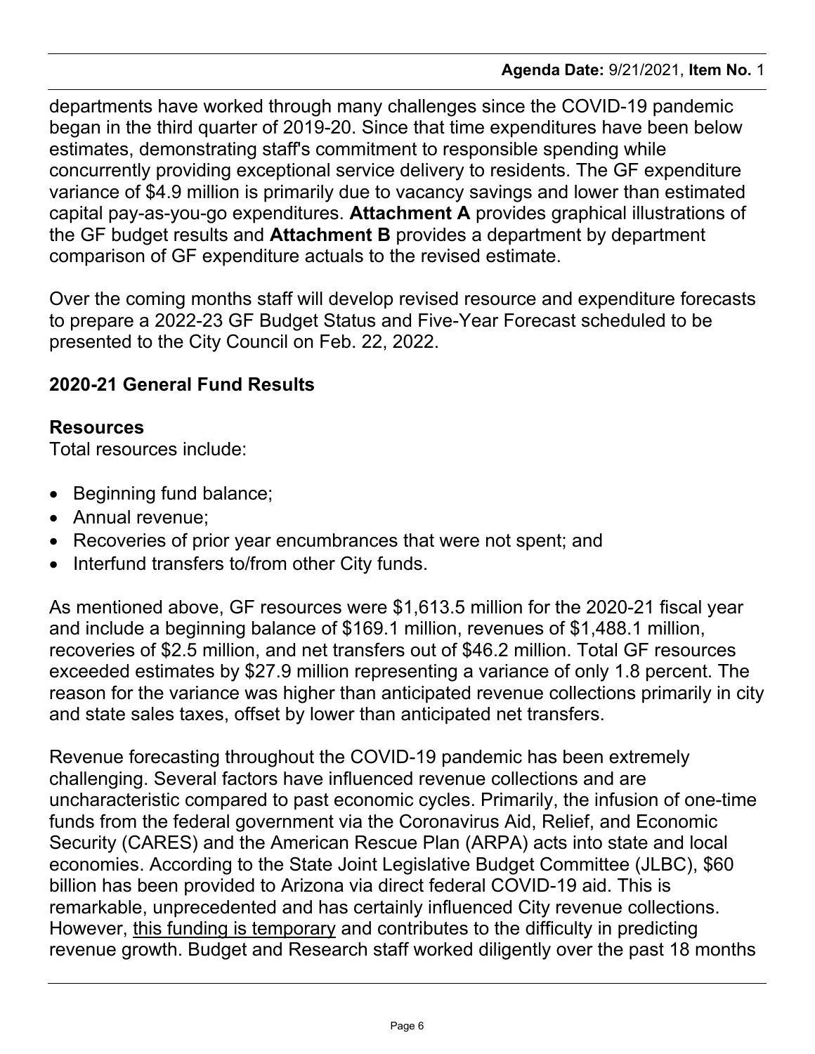departments have worked through many challenges since the COVID-19 pandemic began in the third quarter of 2019-20. Since that time expenditures have been below estimates, demonstrating staff's commitment to responsible spending while concurrently providing exceptional service delivery to residents. The GF expenditure variance of $4.9 million is primarily due to vacancy savings and lower than estimated capital pay-as-you-go expenditures. **Attachment A** provides graphical illustrations of the GF budget results and **Attachment B** provides a department by department comparison of GF expenditure actuals to the revised estimate.

Over the coming months staff will develop revised resource and expenditure forecasts to prepare a 2022-23 GF Budget Status and Five-Year Forecast scheduled to be presented to the City Council on Feb. 22, 2022.

## 2020-21 General Fund Results

### Resources

Total resources include:

- Beginning fund balance;
- Annual revenue;
- Recoveries of prior year encumbrances that were not spent; and
- Interfund transfers to/from other City funds.

As mentioned above, GF resources were $1,613.5 million for the 2020-21 fiscal year and include a beginning balance of $169.1 million, revenues of $1,488.1 million, recoveries of $2.5 million, and net transfers out of $46.2 million. Total GF resources exceeded estimates by $27.9 million representing a variance of only 1.8 percent. The reason for the variance was higher than anticipated revenue collections primarily in city and state sales taxes, offset by lower than anticipated net transfers.

Revenue forecasting throughout the COVID-19 pandemic has been extremely challenging. Several factors have influenced revenue collections and are uncharacteristic compared to past economic cycles. Primarily, the infusion of one-time funds from the federal government via the Coronavirus Aid, Relief, and Economic Security (CARES) and the American Rescue Plan (ARPA) acts into state and local economies. According to the State Joint Legislative Budget Committee (JLBC), $60 billion has been provided to Arizona via direct federal COVID-19 aid. This is remarkable, unprecedented and has certainly influenced City revenue collections. However, <u>this funding is temporary</u> and contributes to the difficulty in predicting revenue growth. Budget and Research staff worked diligently over the past 18 months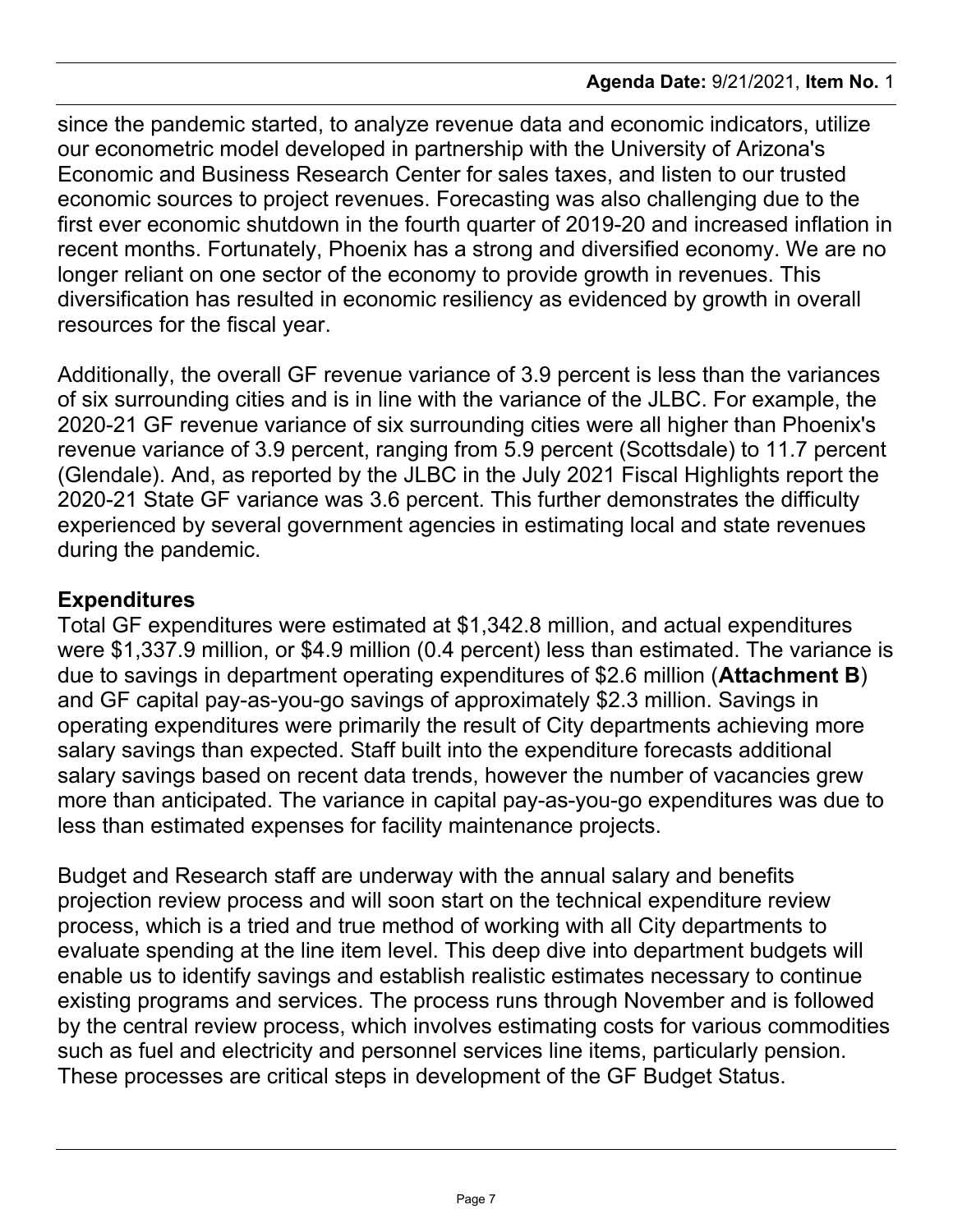since the pandemic started, to analyze revenue data and economic indicators, utilize our econometric model developed in partnership with the University of Arizona's Economic and Business Research Center for sales taxes, and listen to our trusted economic sources to project revenues. Forecasting was also challenging due to the first ever economic shutdown in the fourth quarter of 2019-20 and increased inflation in recent months. Fortunately, Phoenix has a strong and diversified economy. We are no longer reliant on one sector of the economy to provide growth in revenues. This diversification has resulted in economic resiliency as evidenced by growth in overall resources for the fiscal year.

Additionally, the overall GF revenue variance of 3.9 percent is less than the variances of six surrounding cities and is in line with the variance of the JLBC. For example, the 2020-21 GF revenue variance of six surrounding cities were all higher than Phoenix's revenue variance of 3.9 percent, ranging from 5.9 percent (Scottsdale) to 11.7 percent (Glendale). And, as reported by the JLBC in the July 2021 Fiscal Highlights report the 2020-21 State GF variance was 3.6 percent. This further demonstrates the difficulty experienced by several government agencies in estimating local and state revenues during the pandemic.

**Expenditures**

Total GF expenditures were estimated at $1,342.8 million, and actual expenditures were $1,337.9 million, or $4.9 million (0.4 percent) less than estimated. The variance is due to savings in department operating expenditures of $2.6 million (**Attachment B**) and GF capital pay-as-you-go savings of approximately $2.3 million. Savings in operating expenditures were primarily the result of City departments achieving more salary savings than expected. Staff built into the expenditure forecasts additional salary savings based on recent data trends, however the number of vacancies grew more than anticipated. The variance in capital pay-as-you-go expenditures was due to less than estimated expenses for facility maintenance projects.

Budget and Research staff are underway with the annual salary and benefits projection review process and will soon start on the technical expenditure review process, which is a tried and true method of working with all City departments to evaluate spending at the line item level. This deep dive into department budgets will enable us to identify savings and establish realistic estimates necessary to continue existing programs and services. The process runs through November and is followed by the central review process, which involves estimating costs for various commodities such as fuel and electricity and personnel services line items, particularly pension. These processes are critical steps in development of the GF Budget Status.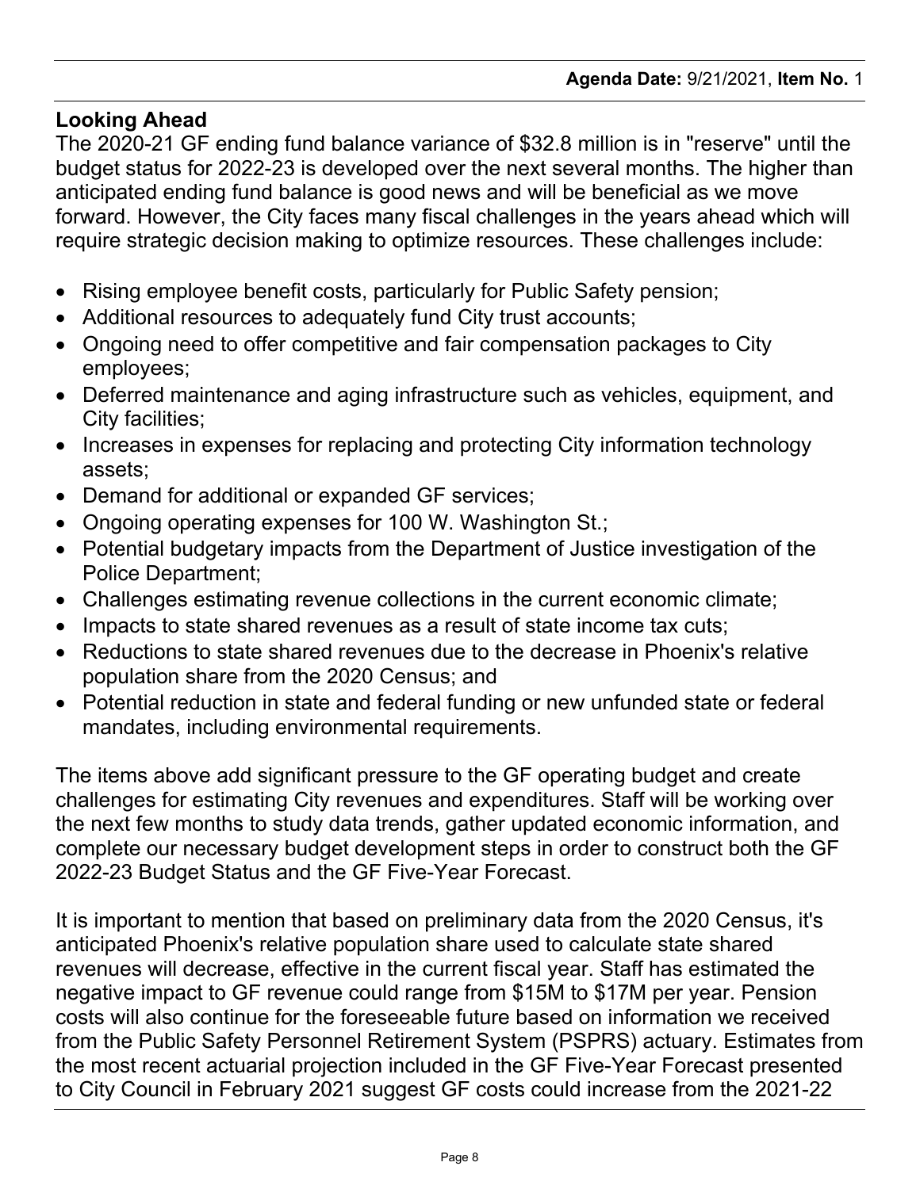## Looking Ahead

The 2020-21 GF ending fund balance variance of $32.8 million is in "reserve" until the budget status for 2022-23 is developed over the next several months. The higher than anticipated ending fund balance is good news and will be beneficial as we move forward. However, the City faces many fiscal challenges in the years ahead which will require strategic decision making to optimize resources. These challenges include:

- Rising employee benefit costs, particularly for Public Safety pension;
- Additional resources to adequately fund City trust accounts;
- Ongoing need to offer competitive and fair compensation packages to City employees;
- Deferred maintenance and aging infrastructure such as vehicles, equipment, and City facilities;
- Increases in expenses for replacing and protecting City information technology assets;
- Demand for additional or expanded GF services;
- Ongoing operating expenses for 100 W. Washington St.;
- Potential budgetary impacts from the Department of Justice investigation of the Police Department;
- Challenges estimating revenue collections in the current economic climate;
- Impacts to state shared revenues as a result of state income tax cuts;
- Reductions to state shared revenues due to the decrease in Phoenix's relative population share from the 2020 Census; and
- Potential reduction in state and federal funding or new unfunded state or federal mandates, including environmental requirements.

The items above add significant pressure to the GF operating budget and create challenges for estimating City revenues and expenditures. Staff will be working over the next few months to study data trends, gather updated economic information, and complete our necessary budget development steps in order to construct both the GF 2022-23 Budget Status and the GF Five-Year Forecast.

It is important to mention that based on preliminary data from the 2020 Census, it's anticipated Phoenix's relative population share used to calculate state shared revenues will decrease, effective in the current fiscal year. Staff has estimated the negative impact to GF revenue could range from $15M to $17M per year. Pension costs will also continue for the foreseeable future based on information we received from the Public Safety Personnel Retirement System (PSPRS) actuary. Estimates from the most recent actuarial projection included in the GF Five-Year Forecast presented to City Council in February 2021 suggest GF costs could increase from the 2021-22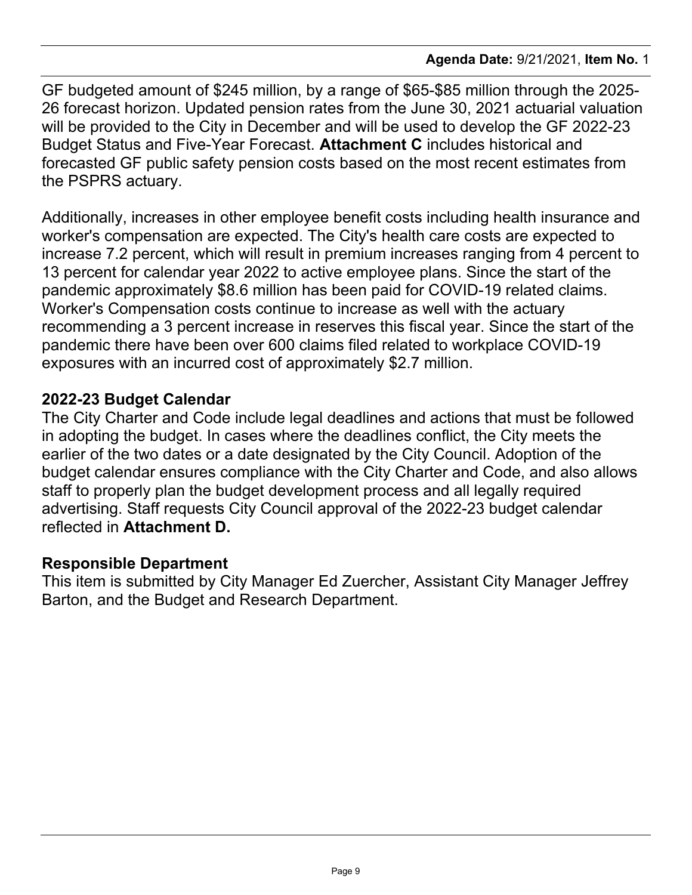GF budgeted amount of $245 million, by a range of $65-$85 million through the 2025-26 forecast horizon. Updated pension rates from the June 30, 2021 actuarial valuation will be provided to the City in December and will be used to develop the GF 2022-23 Budget Status and Five-Year Forecast. **Attachment C** includes historical and forecasted GF public safety pension costs based on the most recent estimates from the PSPRS actuary.

Additionally, increases in other employee benefit costs including health insurance and worker's compensation are expected. The City's health care costs are expected to increase 7.2 percent, which will result in premium increases ranging from 4 percent to 13 percent for calendar year 2022 to active employee plans. Since the start of the pandemic approximately $8.6 million has been paid for COVID-19 related claims. Worker's Compensation costs continue to increase as well with the actuary recommending a 3 percent increase in reserves this fiscal year. Since the start of the pandemic there have been over 600 claims filed related to workplace COVID-19 exposures with an incurred cost of approximately $2.7 million.

**2022-23 Budget Calendar**

The City Charter and Code include legal deadlines and actions that must be followed in adopting the budget. In cases where the deadlines conflict, the City meets the earlier of the two dates or a date designated by the City Council. Adoption of the budget calendar ensures compliance with the City Charter and Code, and also allows staff to properly plan the budget development process and all legally required advertising. Staff requests City Council approval of the 2022-23 budget calendar reflected in **Attachment D.**

**Responsible Department**

This item is submitted by City Manager Ed Zuercher, Assistant City Manager Jeffrey Barton, and the Budget and Research Department.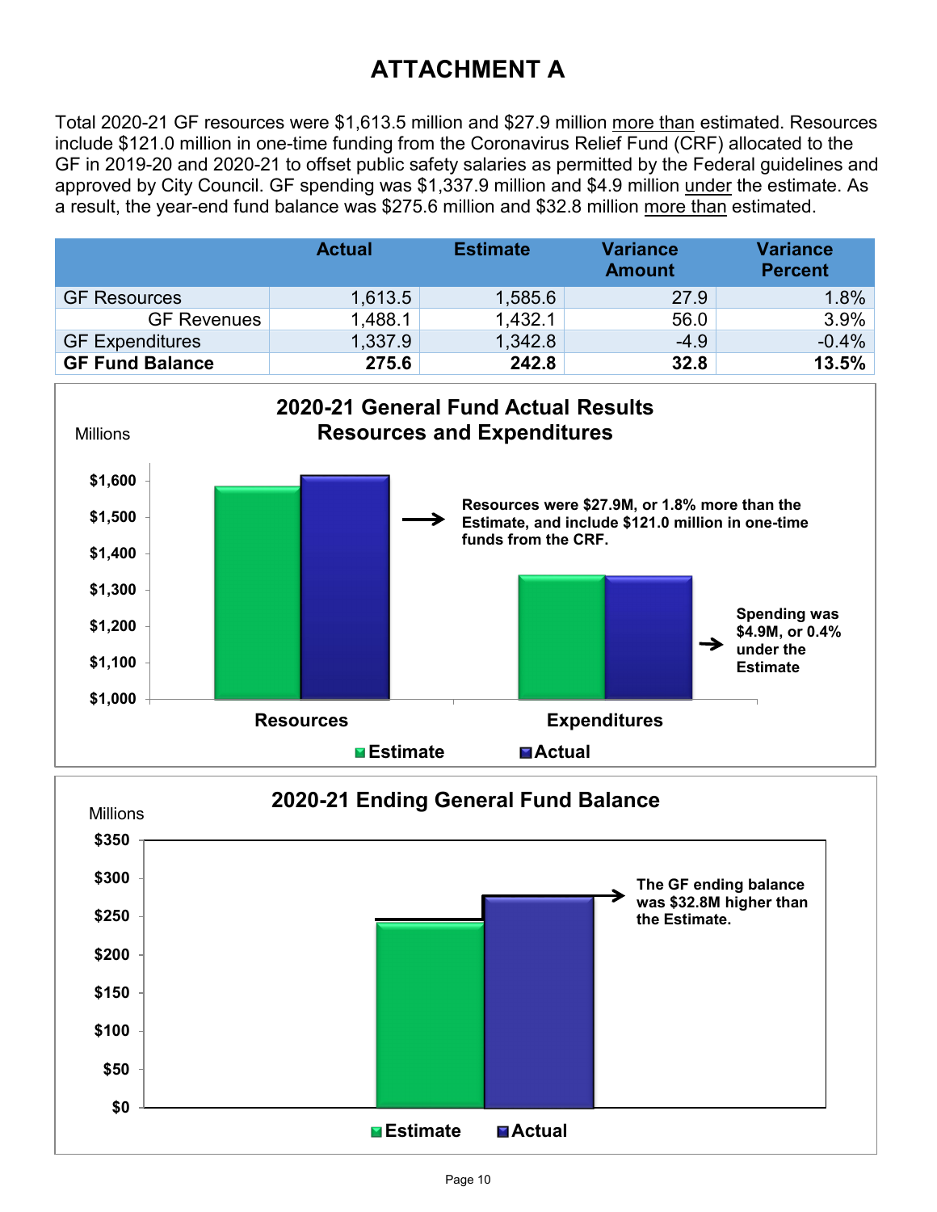# ATTACHMENT A

Total 2020-21 GF resources were $1,613.5 million and $27.9 million more than estimated. Resources include $121.0 million in one-time funding from the Coronavirus Relief Fund (CRF) allocated to the GF in 2019-20 and 2020-21 to offset public safety salaries as permitted by the Federal guidelines and approved by City Council. GF spending was $1,337.9 million and $4.9 million under the estimate. As a result, the year-end fund balance was $275.6 million and $32.8 million more than estimated.

| | Actual | Estimate | Variance Amount | Variance Percent |
|---|---|---|---|---|
| GF Resources | 1,613.5 | 1,585.6 | 27.9 | 1.8% |
| GF Revenues | 1,488.1 | 1,432.1 | 56.0 | 3.9% |
| GF Expenditures | 1,337.9 | 1,342.8 | -4.9 | -0.4% |
| **GF Fund Balance** | **275.6** | **242.8** | **32.8** | **13.5%** |

**2020-21 General Fund Actual Results Resources and Expenditures**

Millions

Resources were $27.9M, or 1.8% more than the Estimate, and include $121.0 million in one-time funds from the CRF.

Spending was $4.9M, or 0.4% under the Estimate

Resources | Expenditures

Estimate | Actual

**2020-21 Ending General Fund Balance**

Millions

The GF ending balance was $32.8M higher than the Estimate.

Estimate | Actual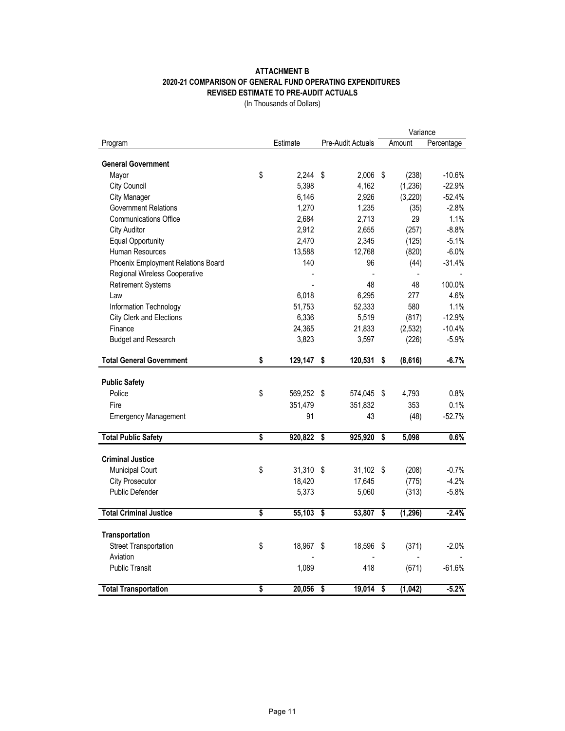**ATTACHMENT B**
**2020-21 COMPARISON OF GENERAL FUND OPERATING EXPENDITURES**
**REVISED ESTIMATE TO PRE-AUDIT ACTUALS**
(In Thousands of Dollars)

| Program | Estimate | Pre-Audit Actuals | Variance Amount | Variance Percentage |
|---|---|---|---|---|
| **General Government** | | | | |
| Mayor | $ 2,244 | $ 2,006 | $ (238) | -10.6% |
| City Council | 5,398 | 4,162 | (1,236) | -22.9% |
| City Manager | 6,146 | 2,926 | (3,220) | -52.4% |
| Government Relations | 1,270 | 1,235 | (35) | -2.8% |
| Communications Office | 2,684 | 2,713 | 29 | 1.1% |
| City Auditor | 2,912 | 2,655 | (257) | -8.8% |
| Equal Opportunity | 2,470 | 2,345 | (125) | -5.1% |
| Human Resources | 13,588 | 12,768 | (820) | -6.0% |
| Phoenix Employment Relations Board | 140 | 96 | (44) | -31.4% |
| Regional Wireless Cooperative | - | - | - | - |
| Retirement Systems | - | 48 | 48 | 100.0% |
| Law | 6,018 | 6,295 | 277 | 4.6% |
| Information Technology | 51,753 | 52,333 | 580 | 1.1% |
| City Clerk and Elections | 6,336 | 5,519 | (817) | -12.9% |
| Finance | 24,365 | 21,833 | (2,532) | -10.4% |
| Budget and Research | 3,823 | 3,597 | (226) | -5.9% |
| **Total General Government** | **$ 129,147** | **$ 120,531** | **$ (8,616)** | **-6.7%** |
| **Public Safety** | | | | |
| Police | $ 569,252 | $ 574,045 | $ 4,793 | 0.8% |
| Fire | 351,479 | 351,832 | 353 | 0.1% |
| Emergency Management | 91 | 43 | (48) | -52.7% |
| **Total Public Safety** | **$ 920,822** | **$ 925,920** | **$ 5,098** | **0.6%** |
| **Criminal Justice** | | | | |
| Municipal Court | $ 31,310 | $ 31,102 | $ (208) | -0.7% |
| City Prosecutor | 18,420 | 17,645 | (775) | -4.2% |
| Public Defender | 5,373 | 5,060 | (313) | -5.8% |
| **Total Criminal Justice** | **$ 55,103** | **$ 53,807** | **$ (1,296)** | **-2.4%** |
| **Transportation** | | | | |
| Street Transportation | $ 18,967 | $ 18,596 | $ (371) | -2.0% |
| Aviation | - | - | - | - |
| Public Transit | 1,089 | 418 | (671) | -61.6% |
| **Total Transportation** | **$ 20,056** | **$ 19,014** | **$ (1,042)** | **-5.2%** |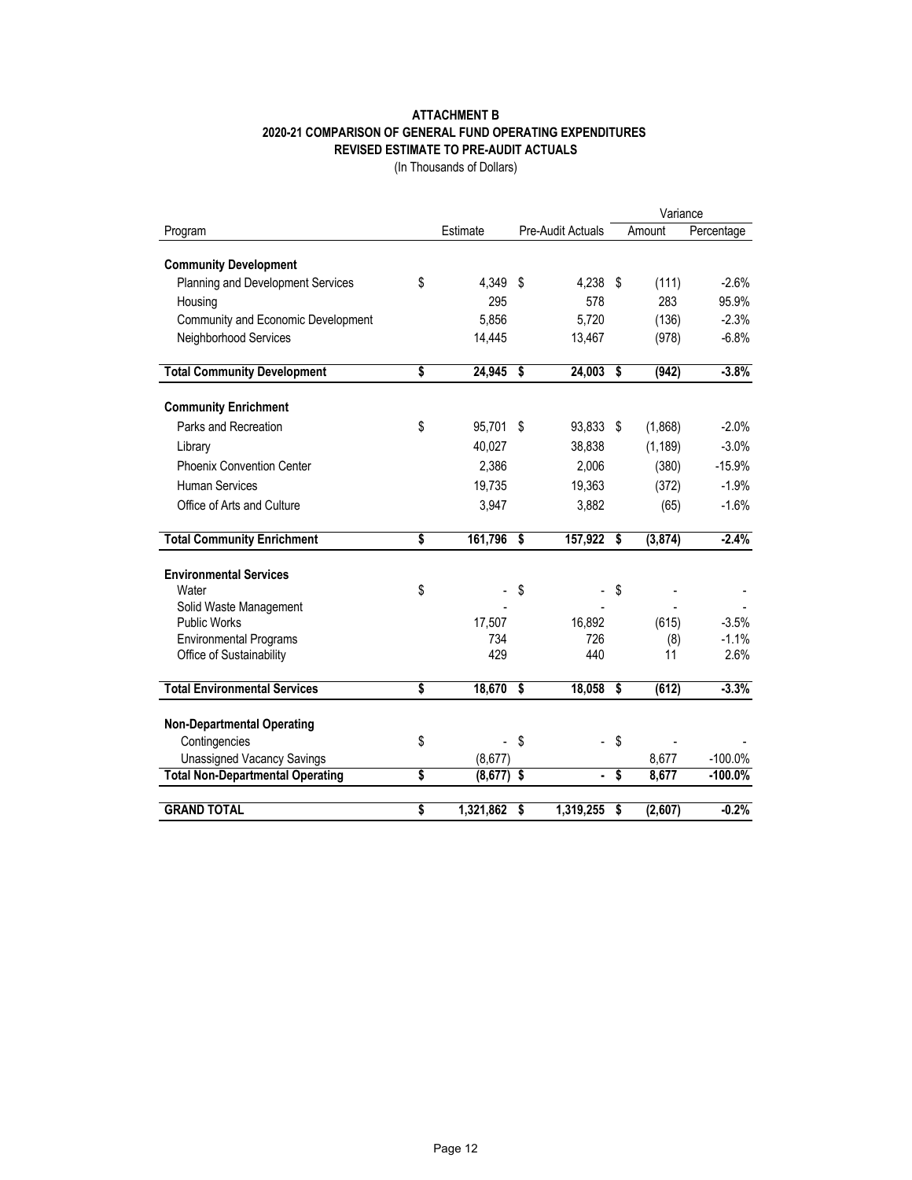**ATTACHMENT B**
**2020-21 COMPARISON OF GENERAL FUND OPERATING EXPENDITURES**
**REVISED ESTIMATE TO PRE-AUDIT ACTUALS**
(In Thousands of Dollars)

| Program | Estimate | Pre-Audit Actuals | Variance Amount | Variance Percentage |
|---|---|---|---|---|
| **Community Development** | | | | |
| Planning and Development Services | $ 4,349 | $ 4,238 | $ (111) | -2.6% |
| Housing | 295 | 578 | 283 | 95.9% |
| Community and Economic Development | 5,856 | 5,720 | (136) | -2.3% |
| Neighborhood Services | 14,445 | 13,467 | (978) | -6.8% |
| **Total Community Development** | **$ 24,945** | **$ 24,003** | **$ (942)** | **-3.8%** |
| **Community Enrichment** | | | | |
| Parks and Recreation | $ 95,701 | $ 93,833 | $ (1,868) | -2.0% |
| Library | 40,027 | 38,838 | (1,189) | -3.0% |
| Phoenix Convention Center | 2,386 | 2,006 | (380) | -15.9% |
| Human Services | 19,735 | 19,363 | (372) | -1.9% |
| Office of Arts and Culture | 3,947 | 3,882 | (65) | -1.6% |
| **Total Community Enrichment** | **$ 161,796** | **$ 157,922** | **$ (3,874)** | **-2.4%** |
| **Environmental Services** | | | | |
| Water | $ - | $ - | $ - | - |
| Solid Waste Management | - | - | - | - |
| Public Works | 17,507 | 16,892 | (615) | -3.5% |
| Environmental Programs | 734 | 726 | (8) | -1.1% |
| Office of Sustainability | 429 | 440 | 11 | 2.6% |
| **Total Environmental Services** | **$ 18,670** | **$ 18,058** | **$ (612)** | **-3.3%** |
| **Non-Departmental Operating** | | | | |
| Contingencies | $ - | $ - | $ - | - |
| Unassigned Vacancy Savings | (8,677) | | 8,677 | -100.0% |
| **Total Non-Departmental Operating** | **$ (8,677)** | **$ -** | **$ 8,677** | **-100.0%** |
| **GRAND TOTAL** | **$ 1,321,862** | **$ 1,319,255** | **$ (2,607)** | **-0.2%** |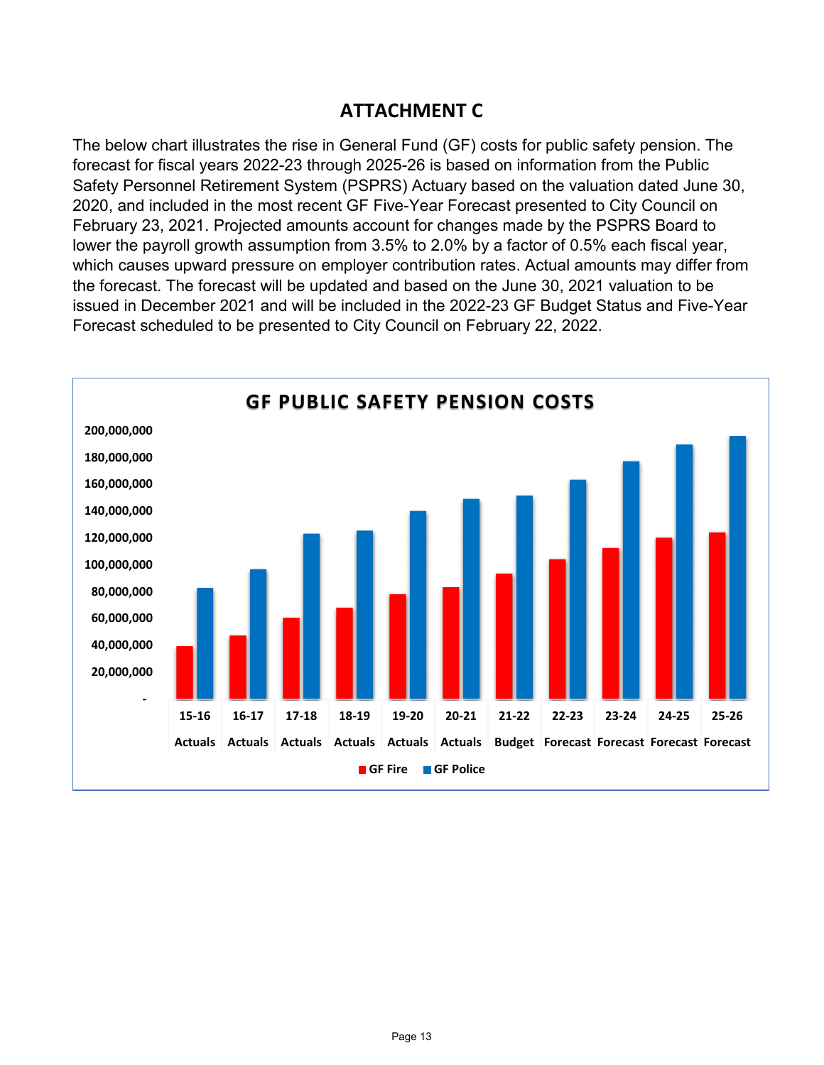# ATTACHMENT C

The below chart illustrates the rise in General Fund (GF) costs for public safety pension. The forecast for fiscal years 2022-23 through 2025-26 is based on information from the Public Safety Personnel Retirement System (PSPRS) Actuary based on the valuation dated June 30, 2020, and included in the most recent GF Five-Year Forecast presented to City Council on February 23, 2021. Projected amounts account for changes made by the PSPRS Board to lower the payroll growth assumption from 3.5% to 2.0% by a factor of 0.5% each fiscal year, which causes upward pressure on employer contribution rates. Actual amounts may differ from the forecast. The forecast will be updated and based on the June 30, 2021 valuation to be issued in December 2021 and will be included in the 2022-23 GF Budget Status and Five-Year Forecast scheduled to be presented to City Council on February 22, 2022.

**GF PUBLIC SAFETY PENSION COSTS**

(Bar chart: GF Fire and GF Police pension costs by fiscal year, 15-16 Actuals through 25-26 Forecast; y-axis from - to 200,000,000)

| Fiscal Year | Type |
|---|---|
| 15-16 | Actuals |
| 16-17 | Actuals |
| 17-18 | Actuals |
| 18-19 | Actuals |
| 19-20 | Actuals |
| 20-21 | Actuals |
| 21-22 | Budget |
| 22-23 | Forecast |
| 23-24 | Forecast |
| 24-25 | Forecast |
| 25-26 | Forecast |

Legend: GF Fire, GF Police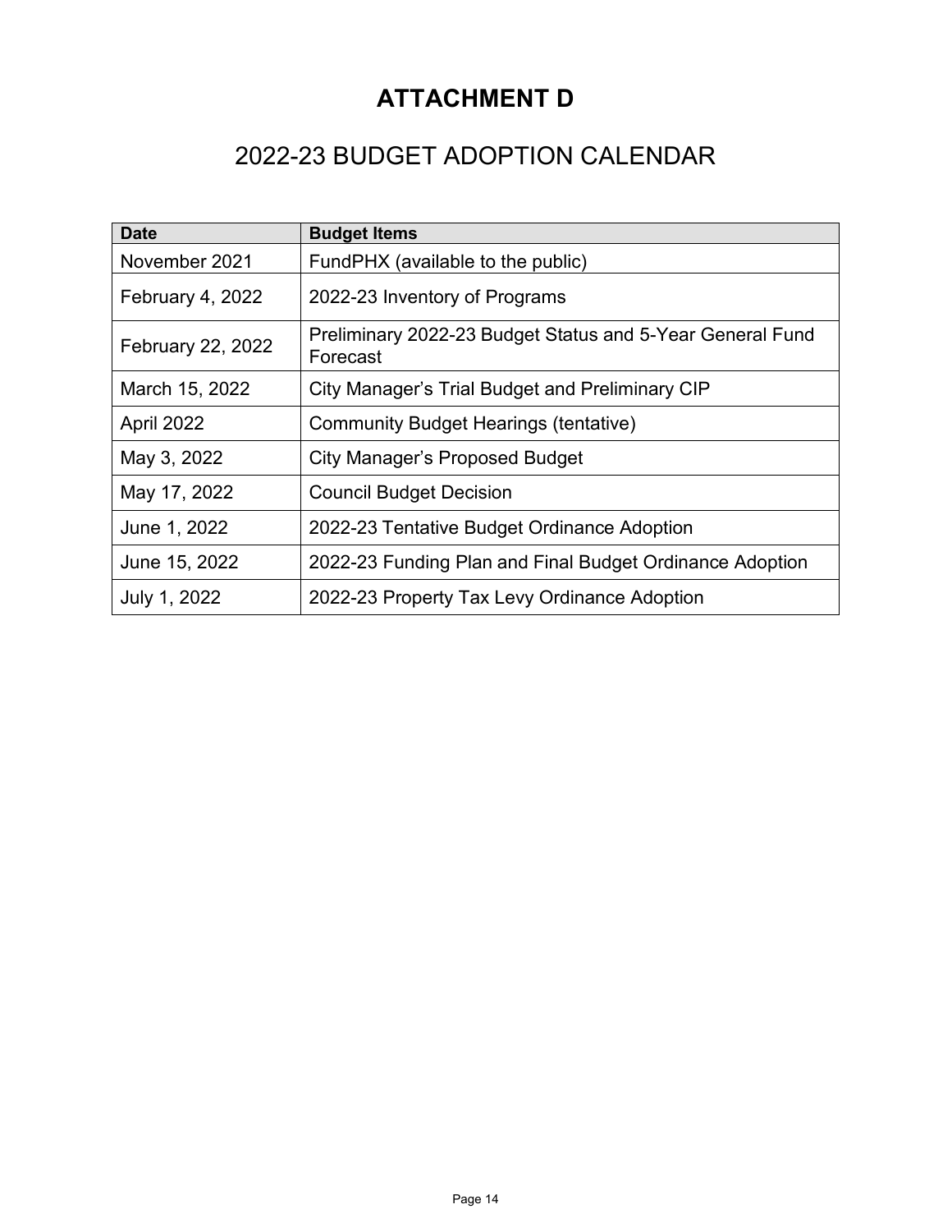# ATTACHMENT D

## 2022-23 BUDGET ADOPTION CALENDAR

| Date | Budget Items |
|---|---|
| November 2021 | FundPHX (available to the public) |
| February 4, 2022 | 2022-23 Inventory of Programs |
| February 22, 2022 | Preliminary 2022-23 Budget Status and 5-Year General Fund Forecast |
| March 15, 2022 | City Manager’s Trial Budget and Preliminary CIP |
| April 2022 | Community Budget Hearings (tentative) |
| May 3, 2022 | City Manager’s Proposed Budget |
| May 17, 2022 | Council Budget Decision |
| June 1, 2022 | 2022-23 Tentative Budget Ordinance Adoption |
| June 15, 2022 | 2022-23 Funding Plan and Final Budget Ordinance Adoption |
| July 1, 2022 | 2022-23 Property Tax Levy Ordinance Adoption |